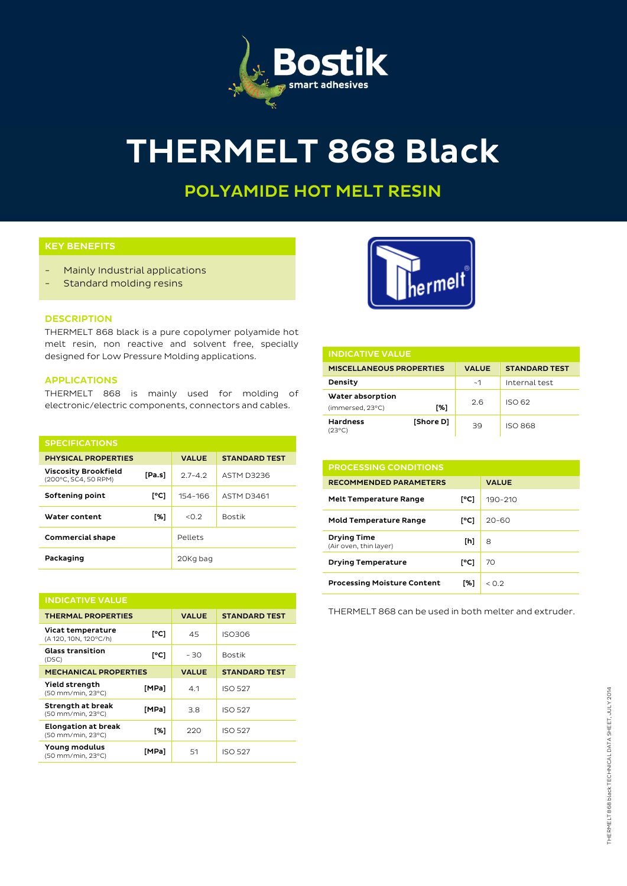# THERMELT 868 Black

## POLYAMIDE HOT MELT RESIN

### KEY BENEFITS

- Mainly Industrial applications
- Standard molding resins

### DESCRIPTION

THERMELT 868 black is a pure copolymer polyamide hot melt resin, non reactive and solvent free, specially designed for Low Pressure Molding applications.

### APPLICATIONS

THERMELT 868 is mainly used for molding of electronic/electric components, connectors and cables.

### SPECIFICATIONS

| PHYSICAL PROPERTIES | | VALUE | STANDARD TEST |
|---|---|---|---|
| **Viscosity Brookfield** (200°C, SC4, 50 RPM) | [Pa.s] | 2.7-4.2 | ASTM D3236 |
| **Softening point** | [°C] | 154-166 | ASTM D3461 |
| **Water content** | [%] | <0.2 | Bostik |
| **Commercial shape** | | Pellets | |
| **Packaging** | | 20Kg bag | |

### INDICATIVE VALUE

| THERMAL PROPERTIES | | VALUE | STANDARD TEST |
|---|---|---|---|
| **Vicat temperature** (A 120, 10N, 120°C/h) | [°C] | 45 | ISO306 |
| **Glass transition** (DSC) | [°C] | - 30 | Bostik |
| **MECHANICAL PROPERTIES** | | **VALUE** | **STANDARD TEST** |
| **Yield strength** (50 mm/min, 23°C) | [MPa] | 4.1 | ISO 527 |
| **Strength at break** (50 mm/min, 23°C) | [MPa] | 3.8 | ISO 527 |
| **Elongation at break** (50 mm/min, 23°C) | [%] | 220 | ISO 527 |
| **Young modulus** (50 mm/min, 23°C) | [MPa] | 51 | ISO 527 |

### INDICATIVE VALUE

| MISCELLANEOUS PROPERTIES | | VALUE | STANDARD TEST |
|---|---|---|---|
| **Density** | | ~1 | Internal test |
| **Water absorption** (immersed, 23°C) | [%] | 2.6 | ISO 62 |
| **Hardness** (23°C) | [Shore D] | 39 | ISO 868 |

### PROCESSING CONDITIONS

| RECOMMENDED PARAMETERS | | VALUE |
|---|---|---|
| **Melt Temperature Range** | [°C] | 190-210 |
| **Mold Temperature Range** | [°C] | 20-60 |
| **Drying Time** (Air oven, thin layer) | [h] | 8 |
| **Drying Temperature** | [°C] | 70 |
| **Processing Moisture Content** | [%] | < 0.2 |

THERMELT 868 can be used in both melter and extruder.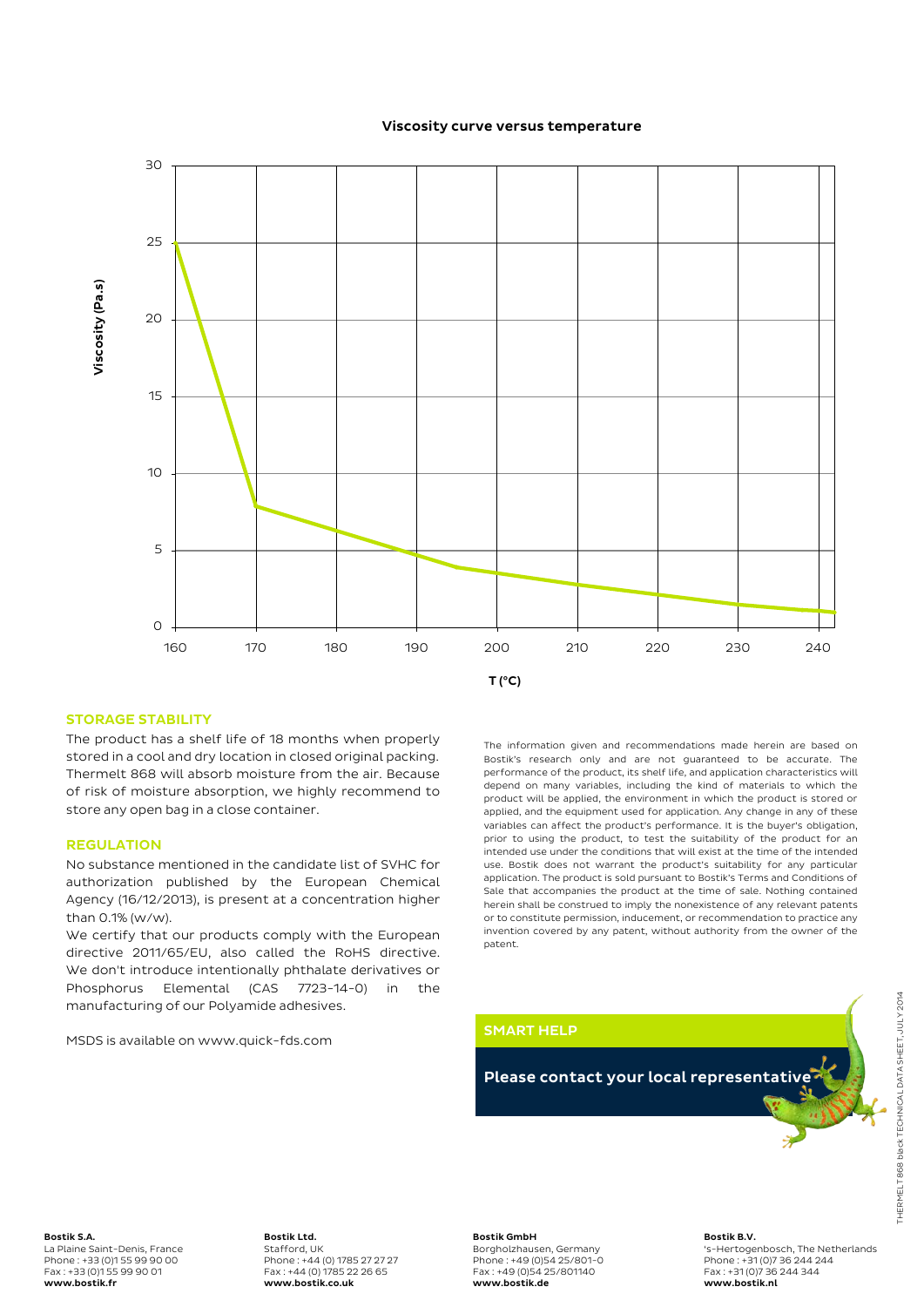**Viscosity curve versus temperature**

Viscosity (Pa.s)

30
25
20
15
10
5
0

160 170 180 190 200 210 220 230 240

T (°C)

## STORAGE STABILITY

The product has a shelf life of 18 months when properly stored in a cool and dry location in closed original packing. Thermelt 868 will absorb moisture from the air. Because of risk of moisture absorption, we highly recommend to store any open bag in a close container.

## REGULATION

No substance mentioned in the candidate list of SVHC for authorization published by the European Chemical Agency (16/12/2013), is present at a concentration higher than 0.1% (w/w).

We certify that our products comply with the European directive 2011/65/EU, also called the RoHS directive. We don't introduce intentionally phthalate derivatives or Phosphorus Elemental (CAS 7723-14-0) in the manufacturing of our Polyamide adhesives.

MSDS is available on www.quick-fds.com

The information given and recommendations made herein are based on Bostik's research only and are not guaranteed to be accurate. The performance of the product, its shelf life, and application characteristics will depend on many variables, including the kind of materials to which the product will be applied, the environment in which the product is stored or applied, and the equipment used for application. Any change in any of these variables can affect the product's performance. It is the buyer's obligation, prior to using the product, to test the suitability of the product for an intended use under the conditions that will exist at the time of the intended use. Bostik does not warrant the product's suitability for any particular application. The product is sold pursuant to Bostik's Terms and Conditions of Sale that accompanies the product at the time of sale. Nothing contained herein shall be construed to imply the nonexistence of any relevant patents or to constitute permission, inducement, or recommendation to practice any invention covered by any patent, without authority from the owner of the patent.

## SMART HELP

**Please contact your local representative**

THERMELT 868 black TECHNICAL DATA SHEET, JULY 2014

**Bostik S.A.**
La Plaine Saint-Denis, France
Phone : +33 (0)1 55 99 90 00
Fax : +33 (0)1 55 99 90 01
**www.bostik.fr**

**Bostik Ltd.**
Stafford, UK
Phone : +44 (0) 1785 27 27 27
Fax : +44 (0) 1785 22 26 65
**www.bostik.co.uk**

**Bostik GmbH**
Borgholzhausen, Germany
Phone : +49 (0)54 25/801-0
Fax : +49 (0)54 25/801140
**www.bostik.de**

**Bostik B.V.**
's-Hertogenbosch, The Netherlands
Phone : +31 (0)7 36 244 244
Fax : +31 (0)7 36 244 344
**www.bostik.nl**